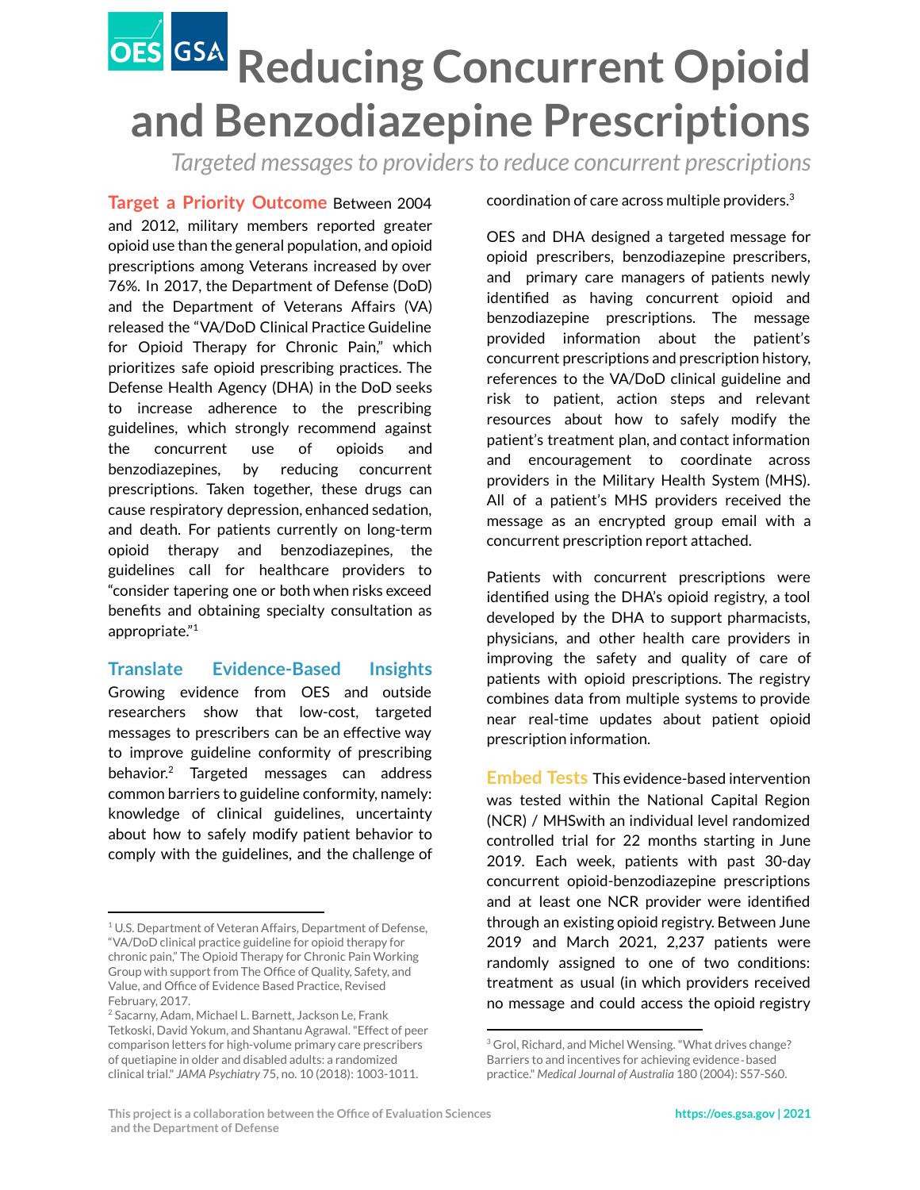# Reducing Concurrent Opioid and Benzodiazepine Prescriptions

*Targeted messages to providers to reduce concurrent prescriptions*

**Target a Priority Outcome** Between 2004 and 2012, military members reported greater opioid use than the general population, and opioid prescriptions among Veterans increased by over 76%. In 2017, the Department of Defense (DoD) and the Department of Veterans Affairs (VA) released the "VA/DoD Clinical Practice Guideline for Opioid Therapy for Chronic Pain," which prioritizes safe opioid prescribing practices. The Defense Health Agency (DHA) in the DoD seeks to increase adherence to the prescribing guidelines, which strongly recommend against the concurrent use of opioids and benzodiazepines, by reducing concurrent prescriptions. Taken together, these drugs can cause respiratory depression, enhanced sedation, and death. For patients currently on long-term opioid therapy and benzodiazepines, the guidelines call for healthcare providers to "consider tapering one or both when risks exceed benefits and obtaining specialty consultation as appropriate."[1]

**Translate Evidence-Based Insights** Growing evidence from OES and outside researchers show that low-cost, targeted messages to prescribers can be an effective way to improve guideline conformity of prescribing behavior.[2] Targeted messages can address common barriers to guideline conformity, namely: knowledge of clinical guidelines, uncertainty about how to safely modify patient behavior to comply with the guidelines, and the challenge of coordination of care across multiple providers.[3]

OES and DHA designed a targeted message for opioid prescribers, benzodiazepine prescribers, and primary care managers of patients newly identified as having concurrent opioid and benzodiazepine prescriptions. The message provided information about the patient's concurrent prescriptions and prescription history, references to the VA/DoD clinical guideline and risk to patient, action steps and relevant resources about how to safely modify the patient's treatment plan, and contact information and encouragement to coordinate across providers in the Military Health System (MHS). All of a patient's MHS providers received the message as an encrypted group email with a concurrent prescription report attached.

Patients with concurrent prescriptions were identified using the DHA's opioid registry, a tool developed by the DHA to support pharmacists, physicians, and other health care providers in improving the safety and quality of care of patients with opioid prescriptions. The registry combines data from multiple systems to provide near real-time updates about patient opioid prescription information.

**Embed Tests** This evidence-based intervention was tested within the National Capital Region (NCR) / MHSwith an individual level randomized controlled trial for 22 months starting in June 2019. Each week, patients with past 30-day concurrent opioid-benzodiazepine prescriptions and at least one NCR provider were identified through an existing opioid registry. Between June 2019 and March 2021, 2,237 patients were randomly assigned to one of two conditions: treatment as usual (in which providers received no message and could access the opioid registry

---

[1] U.S. Department of Veteran Affairs, Department of Defense, "VA/DoD clinical practice guideline for opioid therapy for chronic pain," The Opioid Therapy for Chronic Pain Working Group with support from The Office of Quality, Safety, and Value, and Office of Evidence Based Practice, Revised February, 2017.

[2] Sacarny, Adam, Michael L. Barnett, Jackson Le, Frank Tetkoski, David Yokum, and Shantanu Agrawal. "Effect of peer comparison letters for high-volume primary care prescribers of quetiapine in older and disabled adults: a randomized clinical trial." *JAMA Psychiatry* 75, no. 10 (2018): 1003-1011.

[3] Grol, Richard, and Michel Wensing. "What drives change? Barriers to and incentives for achieving evidence-based practice." *Medical Journal of Australia* 180 (2004): S57-S60.

This project is a collaboration between the Office of Evaluation Sciences and the Department of Defense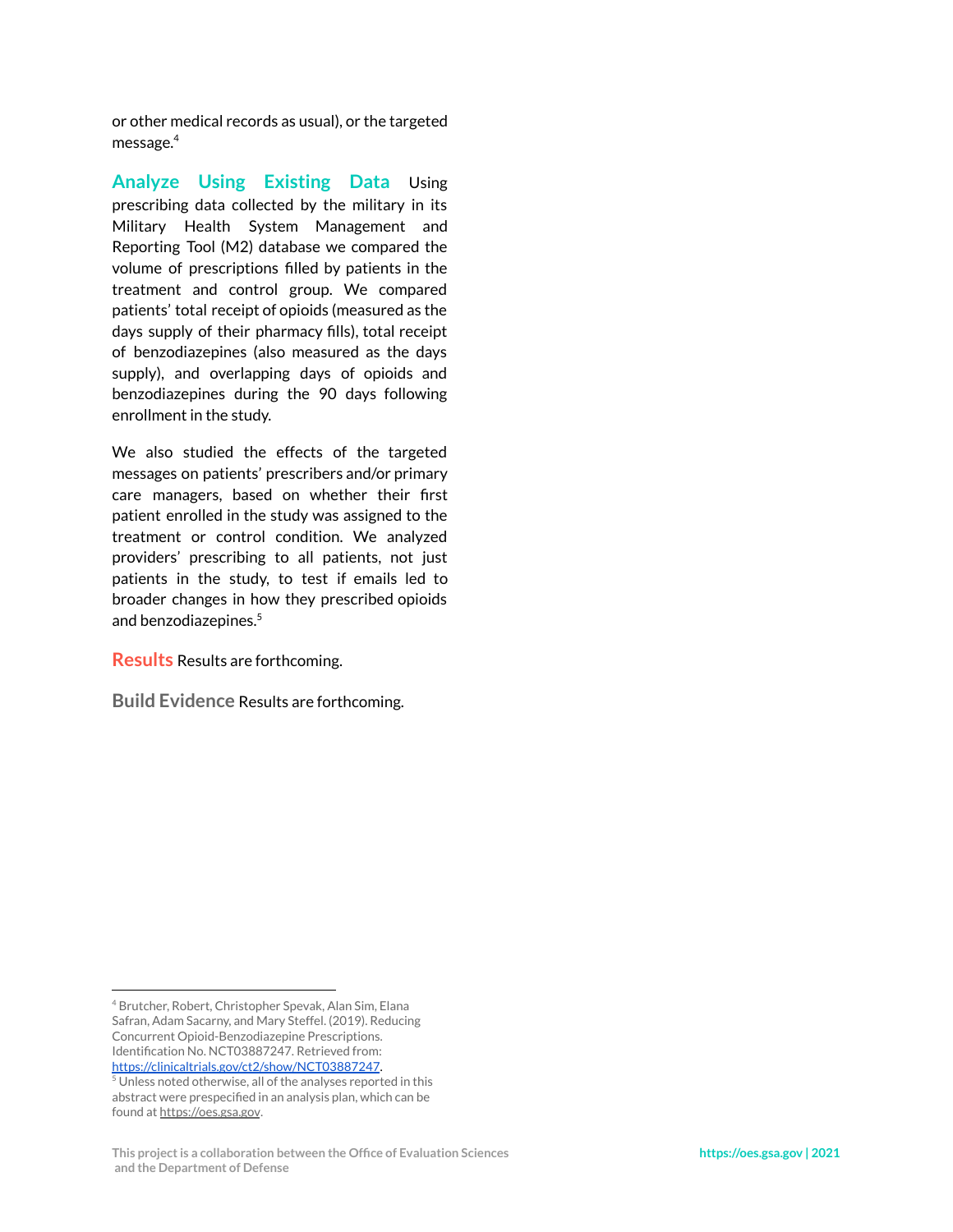or other medical records as usual), or the targeted message.[4]

**Analyze Using Existing Data** Using prescribing data collected by the military in its Military Health System Management and Reporting Tool (M2) database we compared the volume of prescriptions filled by patients in the treatment and control group. We compared patients' total receipt of opioids (measured as the days supply of their pharmacy fills), total receipt of benzodiazepines (also measured as the days supply), and overlapping days of opioids and benzodiazepines during the 90 days following enrollment in the study.

We also studied the effects of the targeted messages on patients' prescribers and/or primary care managers, based on whether their first patient enrolled in the study was assigned to the treatment or control condition. We analyzed providers' prescribing to all patients, not just patients in the study, to test if emails led to broader changes in how they prescribed opioids and benzodiazepines.[5]

**Results** Results are forthcoming.

**Build Evidence** Results are forthcoming.

---

[4] Brutcher, Robert, Christopher Spevak, Alan Sim, Elana Safran, Adam Sacarny, and Mary Steffel. (2019). Reducing Concurrent Opioid-Benzodiazepine Prescriptions. Identification No. NCT03887247. Retrieved from: https://clinicaltrials.gov/ct2/show/NCT03887247.

[5] Unless noted otherwise, all of the analyses reported in this abstract were prespecified in an analysis plan, which can be found at https://oes.gsa.gov.

This project is a collaboration between the Office of Evaluation Sciences and the Department of Defense